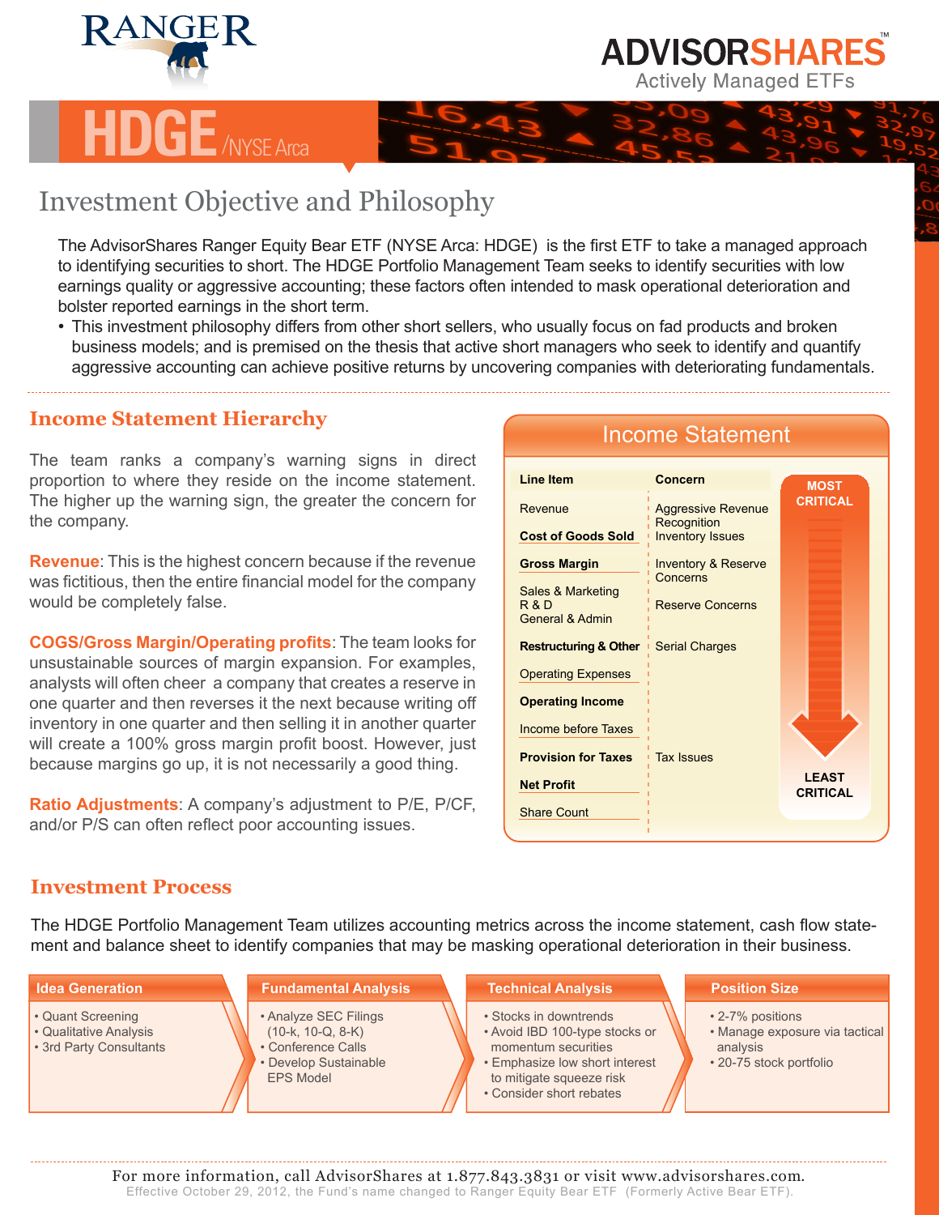RANGER

ADVISORSHARES™
Actively Managed ETFs

# HDGE /NYSE Arca

## Investment Objective and Philosophy

The AdvisorShares Ranger Equity Bear ETF (NYSE Arca: HDGE) is the first ETF to take a managed approach to identifying securities to short. The HDGE Portfolio Management Team seeks to identify securities with low earnings quality or aggressive accounting; these factors often intended to mask operational deterioration and bolster reported earnings in the short term.

- This investment philosophy differs from other short sellers, who usually focus on fad products and broken business models; and is premised on the thesis that active short managers who seek to identify and quantify aggressive accounting can achieve positive returns by uncovering companies with deteriorating fundamentals.

## Income Statement Hierarchy

The team ranks a company's warning signs in direct proportion to where they reside on the income statement. The higher up the warning sign, the greater the concern for the company.

**Revenue**: This is the highest concern because if the revenue was fictitious, then the entire financial model for the company would be completely false.

**COGS/Gross Margin/Operating profits**: The team looks for unsustainable sources of margin expansion. For examples, analysts will often cheer a company that creates a reserve in one quarter and then reverses it the next because writing off inventory in one quarter and then selling it in another quarter will create a 100% gross margin profit boost. However, just because margins go up, it is not necessarily a good thing.

**Ratio Adjustments**: A company's adjustment to P/E, P/CF, and/or P/S can often reflect poor accounting issues.

### Income Statement

| Line Item | Concern |
|---|---|
| Revenue | Aggressive Revenue Recognition |
| **Cost of Goods Sold** | Inventory Issues |
| **Gross Margin** | Inventory & Reserve Concerns |
| Sales & Marketing<br>R & D<br>General & Admin | Reserve Concerns |
| **Restructuring & Other** | Serial Charges |
| Operating Expenses | |
| **Operating Income** | |
| Income before Taxes | |
| **Provision for Taxes** | Tax Issues |
| **Net Profit** | |
| Share Count | |

MOST CRITICAL ↓ LEAST CRITICAL

## Investment Process

The HDGE Portfolio Management Team utilizes accounting metrics across the income statement, cash flow statement and balance sheet to identify companies that may be masking operational deterioration in their business.

**Idea Generation**
- Quant Screening
- Qualitative Analysis
- 3rd Party Consultants

**Fundamental Analysis**
- Analyze SEC Filings (10-k, 10-Q, 8-K)
- Conference Calls
- Develop Sustainable EPS Model

**Technical Analysis**
- Stocks in downtrends
- Avoid IBD 100-type stocks or momentum securities
- Emphasize low short interest to mitigate squeeze risk
- Consider short rebates

**Position Size**
- 2-7% positions
- Manage exposure via tactical analysis
- 20-75 stock portfolio

For more information, call AdvisorShares at 1.877.843.3831 or visit www.advisorshares.com.

Effective October 29, 2012, the Fund's name changed to Ranger Equity Bear ETF (Formerly Active Bear ETF).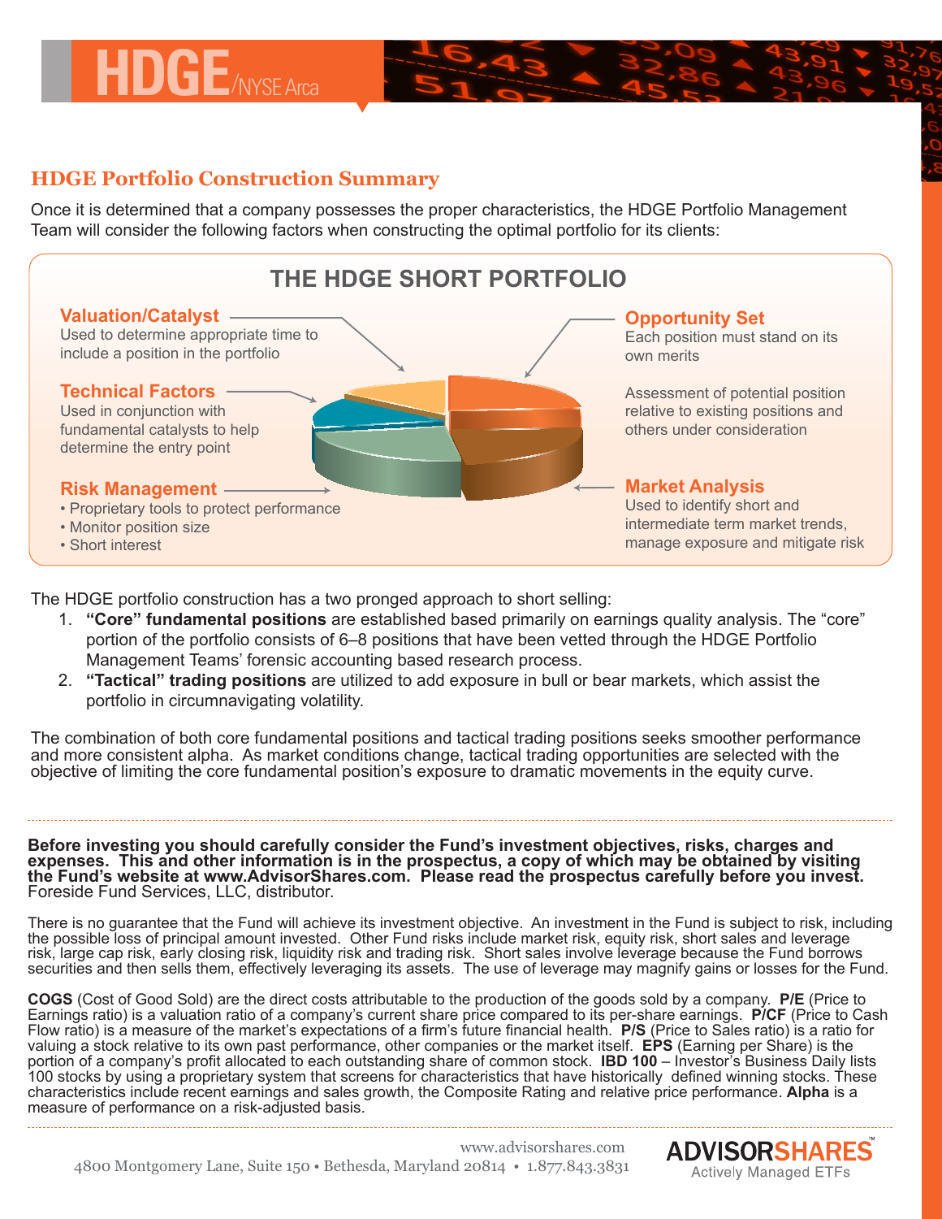# HDGE/NYSE Arca

## HDGE Portfolio Construction Summary

Once it is determined that a company possesses the proper characteristics, the HDGE Portfolio Management Team will consider the following factors when constructing the optimal portfolio for its clients:

### THE HDGE SHORT PORTFOLIO

**Valuation/Catalyst**
Used to determine appropriate time to include a position in the portfolio

**Technical Factors**
Used in conjunction with fundamental catalysts to help determine the entry point

**Risk Management**
- Proprietary tools to protect performance
- Monitor position size
- Short interest

**Opportunity Set**
Each position must stand on its own merits

Assessment of potential position relative to existing positions and others under consideration

**Market Analysis**
Used to identify short and intermediate term market trends, manage exposure and mitigate risk

The HDGE portfolio construction has a two pronged approach to short selling:

1. **"Core" fundamental positions** are established based primarily on earnings quality analysis. The "core" portion of the portfolio consists of 6–8 positions that have been vetted through the HDGE Portfolio Management Teams' forensic accounting based research process.
2. **"Tactical" trading positions** are utilized to add exposure in bull or bear markets, which assist the portfolio in circumnavigating volatility.

The combination of both core fundamental positions and tactical trading positions seeks smoother performance and more consistent alpha. As market conditions change, tactical trading opportunities are selected with the objective of limiting the core fundamental position's exposure to dramatic movements in the equity curve.

---

**Before investing you should carefully consider the Fund's investment objectives, risks, charges and expenses. This and other information is in the prospectus, a copy of which may be obtained by visiting the Fund's website at www.AdvisorShares.com. Please read the prospectus carefully before you invest.** Foreside Fund Services, LLC, distributor.

There is no guarantee that the Fund will achieve its investment objective. An investment in the Fund is subject to risk, including the possible loss of principal amount invested. Other Fund risks include market risk, equity risk, short sales and leverage risk, large cap risk, early closing risk, liquidity risk and trading risk. Short sales involve leverage because the Fund borrows securities and then sells them, effectively leveraging its assets. The use of leverage may magnify gains or losses for the Fund.

**COGS** (Cost of Good Sold) are the direct costs attributable to the production of the goods sold by a company. **P/E** (Price to Earnings ratio) is a valuation ratio of a company's current share price compared to its per-share earnings. **P/CF** (Price to Cash Flow ratio) is a measure of the market's expectations of a firm's future financial health. **P/S** (Price to Sales ratio) is a ratio for valuing a stock relative to its own past performance, other companies or the market itself. **EPS** (Earning per Share) is the portion of a company's profit allocated to each outstanding share of common stock. **IBD 100** – Investor's Business Daily lists 100 stocks by using a proprietary system that screens for characteristics that have historically defined winning stocks. These characteristics include recent earnings and sales growth, the Composite Rating and relative price performance. **Alpha** is a measure of performance on a risk-adjusted basis.

---

www.advisorshares.com
4800 Montgomery Lane, Suite 150 • Bethesda, Maryland 20814 • 1.877.843.3831

ADVISORSHARES™
Actively Managed ETFs